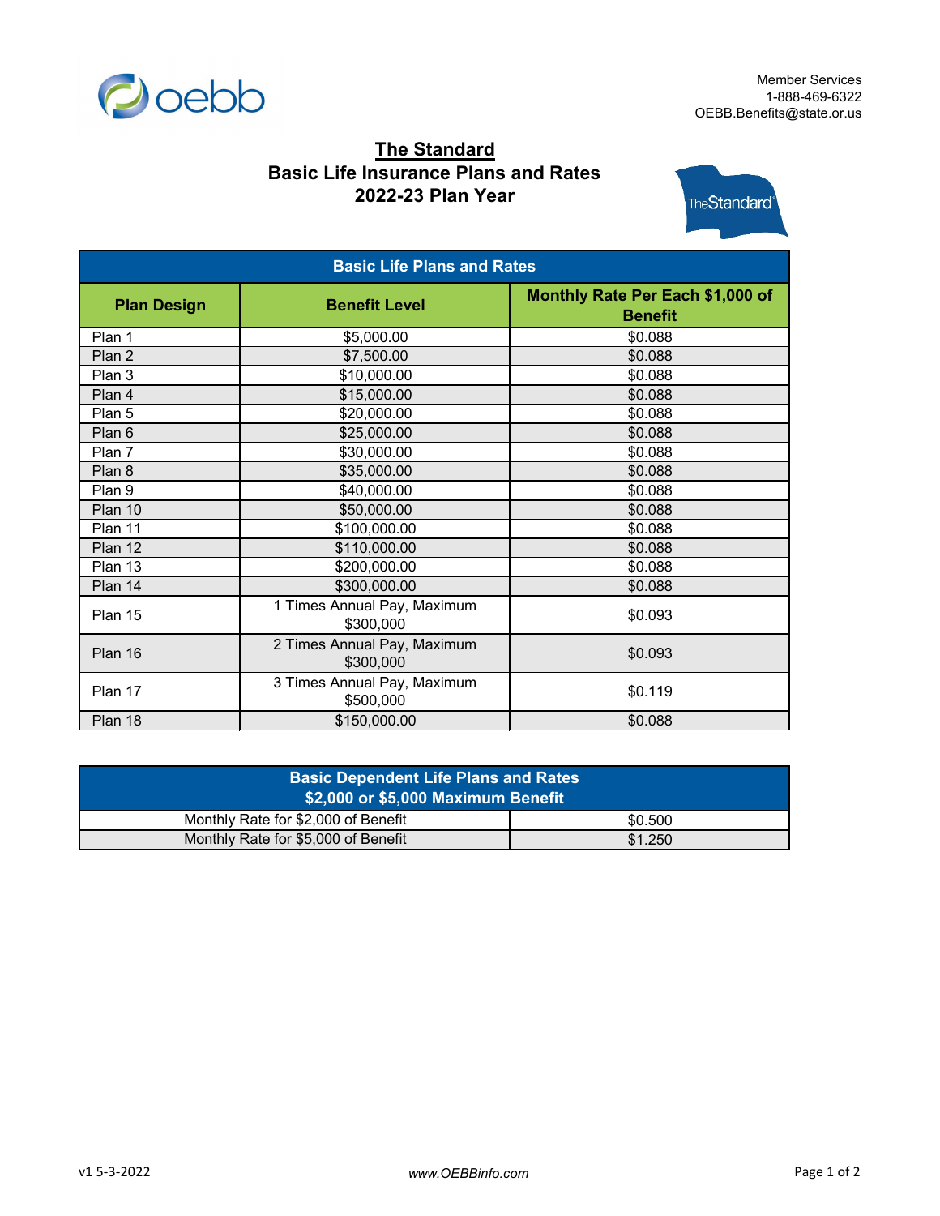Member Services
1-888-469-6322
OEBB.Benefits@state.or.us

# The Standard
## Basic Life Insurance Plans and Rates
## 2022-23 Plan Year

| Basic Life Plans and Rates | | |
|---|---|---|
| **Plan Design** | **Benefit Level** | **Monthly Rate Per Each $1,000 of Benefit** |
| Plan 1 | $5,000.00 | $0.088 |
| Plan 2 | $7,500.00 | $0.088 |
| Plan 3 | $10,000.00 | $0.088 |
| Plan 4 | $15,000.00 | $0.088 |
| Plan 5 | $20,000.00 | $0.088 |
| Plan 6 | $25,000.00 | $0.088 |
| Plan 7 | $30,000.00 | $0.088 |
| Plan 8 | $35,000.00 | $0.088 |
| Plan 9 | $40,000.00 | $0.088 |
| Plan 10 | $50,000.00 | $0.088 |
| Plan 11 | $100,000.00 | $0.088 |
| Plan 12 | $110,000.00 | $0.088 |
| Plan 13 | $200,000.00 | $0.088 |
| Plan 14 | $300,000.00 | $0.088 |
| Plan 15 | 1 Times Annual Pay, Maximum $300,000 | $0.093 |
| Plan 16 | 2 Times Annual Pay, Maximum $300,000 | $0.093 |
| Plan 17 | 3 Times Annual Pay, Maximum $500,000 | $0.119 |
| Plan 18 | $150,000.00 | $0.088 |

| Basic Dependent Life Plans and Rates $2,000 or $5,000 Maximum Benefit | |
|---|---|
| Monthly Rate for $2,000 of Benefit | $0.500 |
| Monthly Rate for $5,000 of Benefit | $1.250 |

v1 5-3-2022

www.OEBBinfo.com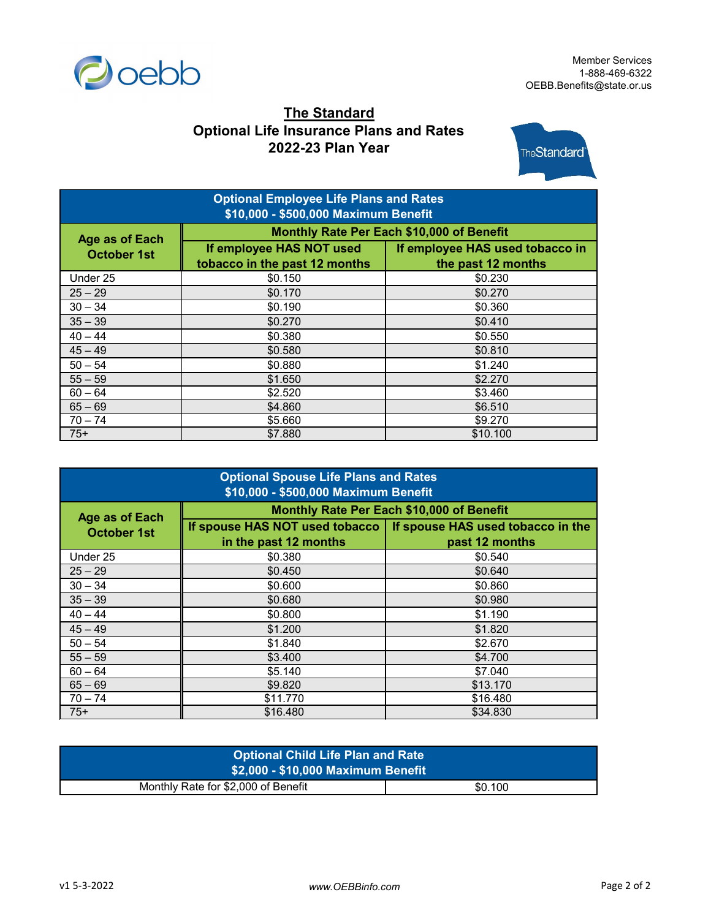oebb

Member Services
1-888-469-6322
OEBB.Benefits@state.or.us

# The Standard

## Optional Life Insurance Plans and Rates 2022-23 Plan Year

| Optional Employee Life Plans and Rates<br>$10,000 - $500,000 Maximum Benefit | | |
|---|---|---|
| Age as of Each October 1st | Monthly Rate Per Each $10,000 of Benefit | |
| | If employee HAS NOT used tobacco in the past 12 months | If employee HAS used tobacco in the past 12 months |
| Under 25 | $0.150 | $0.230 |
| 25 – 29 | $0.170 | $0.270 |
| 30 – 34 | $0.190 | $0.360 |
| 35 – 39 | $0.270 | $0.410 |
| 40 – 44 | $0.380 | $0.550 |
| 45 – 49 | $0.580 | $0.810 |
| 50 – 54 | $0.880 | $1.240 |
| 55 – 59 | $1.650 | $2.270 |
| 60 – 64 | $2.520 | $3.460 |
| 65 – 69 | $4.860 | $6.510 |
| 70 – 74 | $5.660 | $9.270 |
| 75+ | $7.880 | $10.100 |

| Optional Spouse Life Plans and Rates<br>$10,000 - $500,000 Maximum Benefit | | |
|---|---|---|
| Age as of Each October 1st | Monthly Rate Per Each $10,000 of Benefit | |
| | If spouse HAS NOT used tobacco in the past 12 months | If spouse HAS used tobacco in the past 12 months |
| Under 25 | $0.380 | $0.540 |
| 25 – 29 | $0.450 | $0.640 |
| 30 – 34 | $0.600 | $0.860 |
| 35 – 39 | $0.680 | $0.980 |
| 40 – 44 | $0.800 | $1.190 |
| 45 – 49 | $1.200 | $1.820 |
| 50 – 54 | $1.840 | $2.670 |
| 55 – 59 | $3.400 | $4.700 |
| 60 – 64 | $5.140 | $7.040 |
| 65 – 69 | $9.820 | $13.170 |
| 70 – 74 | $11.770 | $16.480 |
| 75+ | $16.480 | $34.830 |

| Optional Child Life Plan and Rate<br>$2,000 - $10,000 Maximum Benefit | |
|---|---|
| Monthly Rate for $2,000 of Benefit | $0.100 |

v1 5-3-2022

*www.OEBBinfo.com*